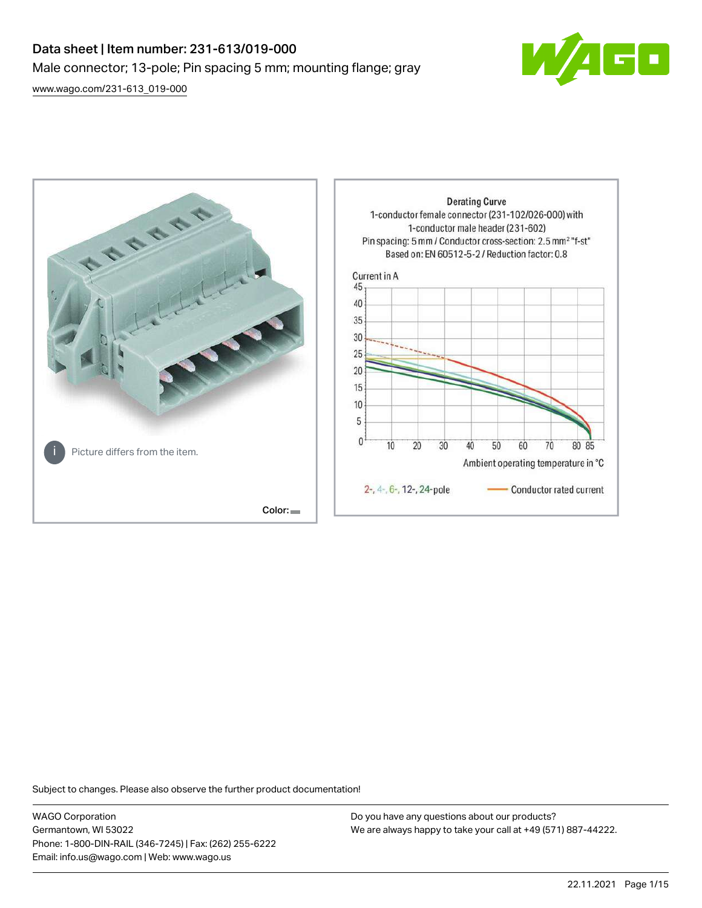# Data sheet | Item number: 231-613/019-000

Male connector; 13-pole; Pin spacing 5 mm; mounting flange; gray

www.wago.com/231-613_019-000

Picture differs from the item.

Color:

Derating Curve
1-conductor female connector (231-102/026-000) with
1-conductor male header (231-602)
Pin spacing: 5 mm / Conductor cross-section: 2.5 mm² "f-st"
Based on: EN 60512-5-2 / Reduction factor: 0.8

Current in A
45
40
35
30
25
20
15
10
5
0
10 20 30 40 50 60 70 80 85
Ambient operating temperature in °C

2-, 4-, 6-, 12-, 24-pole
Conductor rated current

Subject to changes. Please also observe the further product documentation!

WAGO Corporation
Germantown, WI 53022
Phone: 1-800-DIN-RAIL (346-7245) | Fax: (262) 255-6222
Email: info.us@wago.com | Web: www.wago.us

Do you have any questions about our products?
We are always happy to take your call at +49 (571) 887-44222.

22.11.2021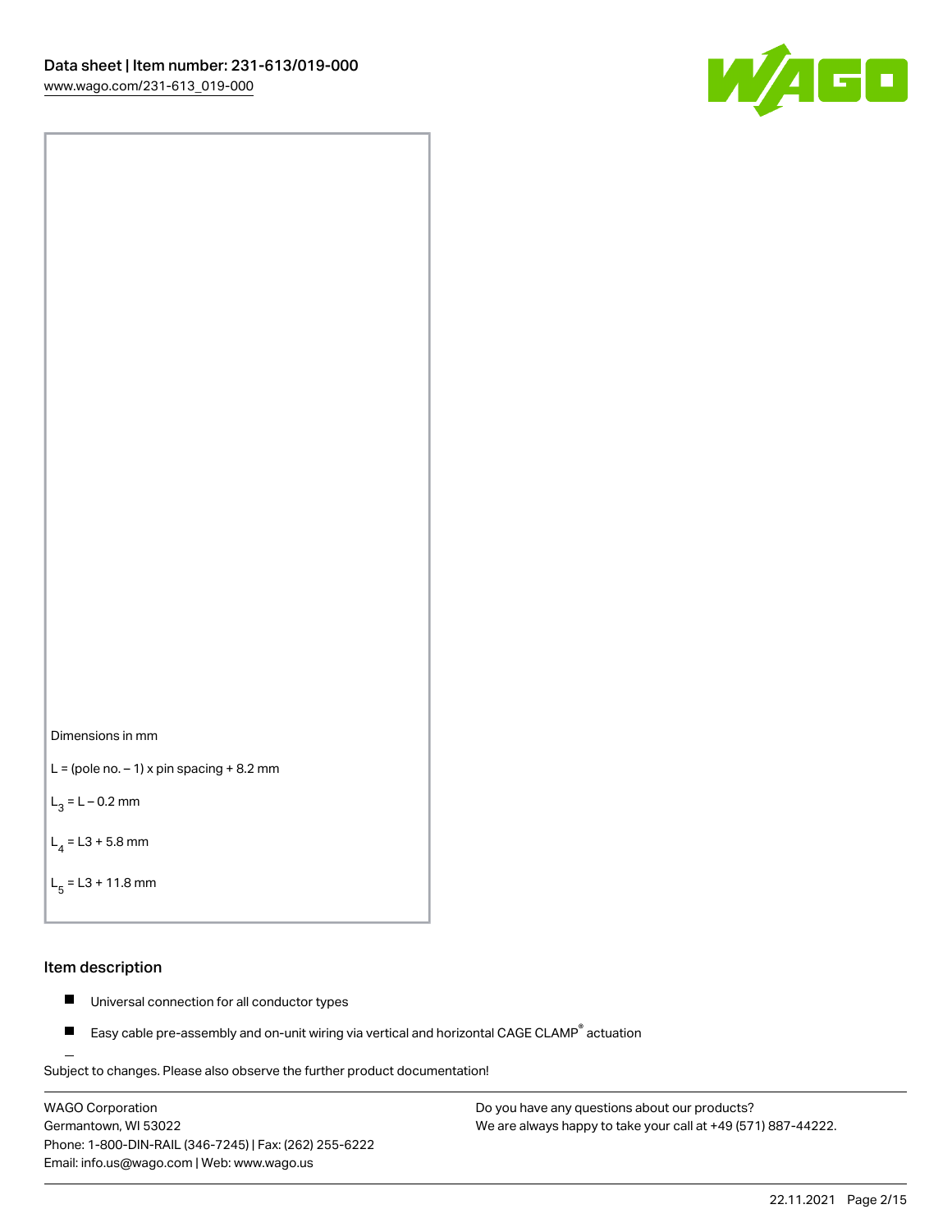Dimensions in mm

L = (pole no. − 1) x pin spacing + 8.2 mm

$L_3$ = L − 0.2 mm

$L_4$ = L3 + 5.8 mm

$L_5$ = L3 + 11.8 mm

## Item description

- Universal connection for all conductor types
- Easy cable pre-assembly and on-unit wiring via vertical and horizontal CAGE CLAMP® actuation

Subject to changes. Please also observe the further product documentation!

WAGO Corporation
Germantown, WI 53022
Phone: 1-800-DIN-RAIL (346-7245) | Fax: (262) 255-6222
Email: info.us@wago.com | Web: www.wago.us

Do you have any questions about our products?
We are always happy to take your call at +49 (571) 887-44222.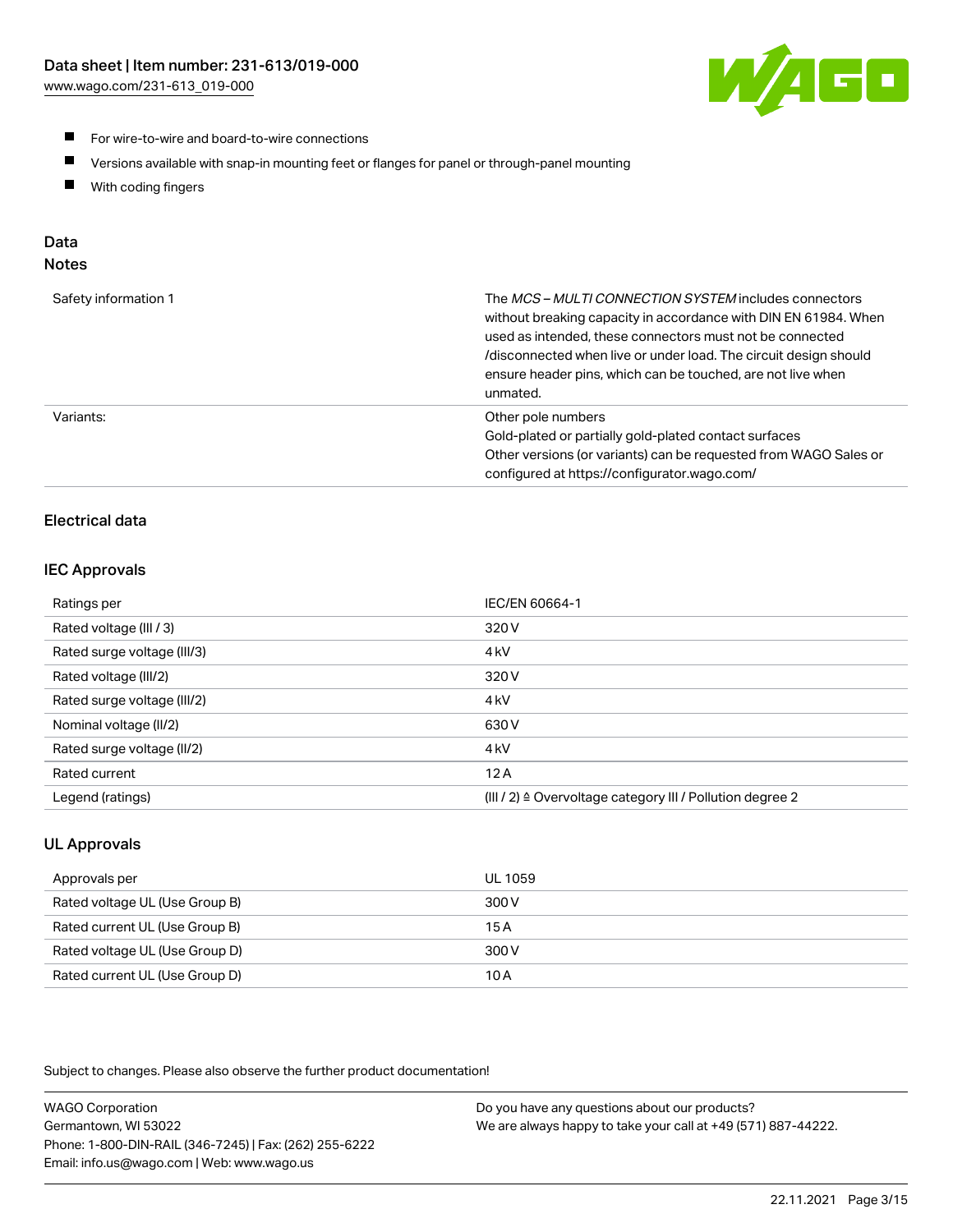- For wire-to-wire and board-to-wire connections
- Versions available with snap-in mounting feet or flanges for panel or through-panel mounting
- With coding fingers

## Data

### Notes

| | |
|---|---|
| Safety information 1 | The *MCS – MULTI CONNECTION SYSTEM* includes connectors without breaking capacity in accordance with DIN EN 61984. When used as intended, these connectors must not be connected /disconnected when live or under load. The circuit design should ensure header pins, which can be touched, are not live when unmated. |
| Variants: | Other pole numbers<br>Gold-plated or partially gold-plated contact surfaces<br>Other versions (or variants) can be requested from WAGO Sales or configured at https://configurator.wago.com/ |

### Electrical data

#### IEC Approvals

| | |
|---|---|
| Ratings per | IEC/EN 60664-1 |
| Rated voltage (III / 3) | 320 V |
| Rated surge voltage (III/3) | 4 kV |
| Rated voltage (III/2) | 320 V |
| Rated surge voltage (III/2) | 4 kV |
| Nominal voltage (II/2) | 630 V |
| Rated surge voltage (II/2) | 4 kV |
| Rated current | 12 A |
| Legend (ratings) | (III / 2) ≙ Overvoltage category III / Pollution degree 2 |

#### UL Approvals

| | |
|---|---|
| Approvals per | UL 1059 |
| Rated voltage UL (Use Group B) | 300 V |
| Rated current UL (Use Group B) | 15 A |
| Rated voltage UL (Use Group D) | 300 V |
| Rated current UL (Use Group D) | 10 A |

Subject to changes. Please also observe the further product documentation!

WAGO Corporation
Germantown, WI 53022
Phone: 1-800-DIN-RAIL (346-7245) | Fax: (262) 255-6222
Email: info.us@wago.com | Web: www.wago.us

Do you have any questions about our products?
We are always happy to take your call at +49 (571) 887-44222.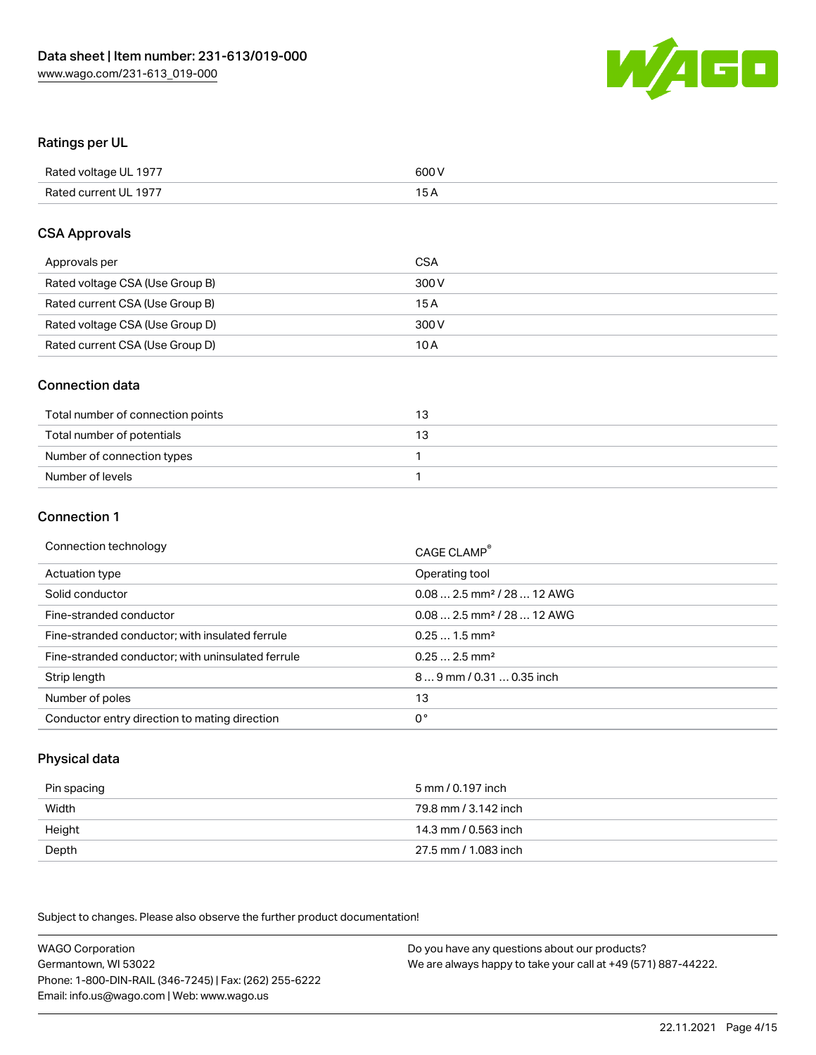## Ratings per UL

| | |
|---|---|
| Rated voltage UL 1977 | 600 V |
| Rated current UL 1977 | 15 A |

## CSA Approvals

| | |
|---|---|
| Approvals per | CSA |
| Rated voltage CSA (Use Group B) | 300 V |
| Rated current CSA (Use Group B) | 15 A |
| Rated voltage CSA (Use Group D) | 300 V |
| Rated current CSA (Use Group D) | 10 A |

## Connection data

| | |
|---|---|
| Total number of connection points | 13 |
| Total number of potentials | 13 |
| Number of connection types | 1 |
| Number of levels | 1 |

## Connection 1

| | |
|---|---|
| Connection technology | CAGE CLAMP® |
| Actuation type | Operating tool |
| Solid conductor | 0.08 … 2.5 mm² / 28 … 12 AWG |
| Fine-stranded conductor | 0.08 … 2.5 mm² / 28 … 12 AWG |
| Fine-stranded conductor; with insulated ferrule | 0.25 … 1.5 mm² |
| Fine-stranded conductor; with uninsulated ferrule | 0.25 … 2.5 mm² |
| Strip length | 8 … 9 mm / 0.31 … 0.35 inch |
| Number of poles | 13 |
| Conductor entry direction to mating direction | 0° |

## Physical data

| | |
|---|---|
| Pin spacing | 5 mm / 0.197 inch |
| Width | 79.8 mm / 3.142 inch |
| Height | 14.3 mm / 0.563 inch |
| Depth | 27.5 mm / 1.083 inch |

Subject to changes. Please also observe the further product documentation!

WAGO Corporation
Germantown, WI 53022
Phone: 1-800-DIN-RAIL (346-7245) | Fax: (262) 255-6222
Email: info.us@wago.com | Web: www.wago.us

Do you have any questions about our products?
We are always happy to take your call at +49 (571) 887-44222.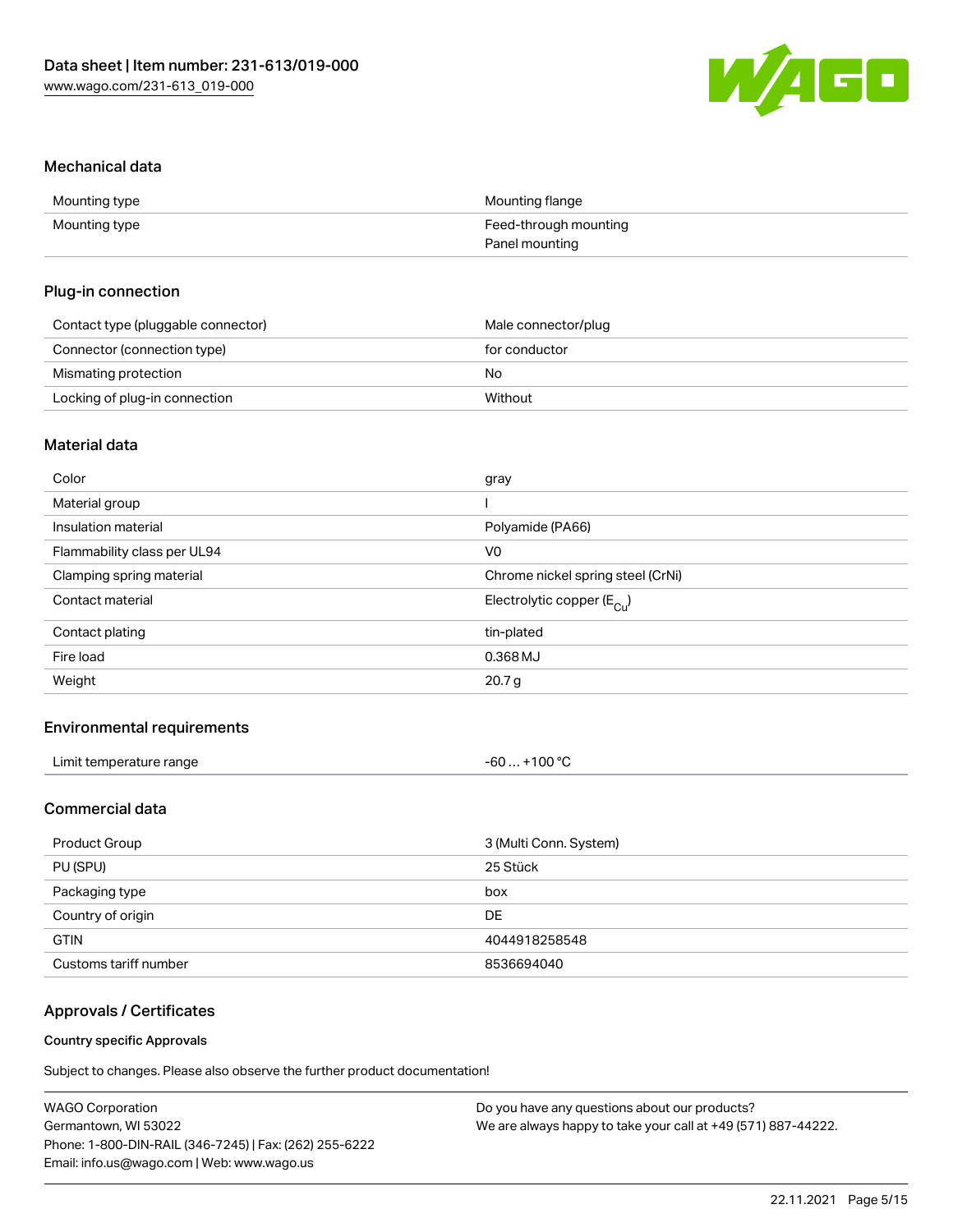## Mechanical data

| | |
|---|---|
| Mounting type | Mounting flange |
| Mounting type | Feed-through mounting<br>Panel mounting |

## Plug-in connection

| | |
|---|---|
| Contact type (pluggable connector) | Male connector/plug |
| Connector (connection type) | for conductor |
| Mismating protection | No |
| Locking of plug-in connection | Without |

## Material data

| | |
|---|---|
| Color | gray |
| Material group | I |
| Insulation material | Polyamide (PA66) |
| Flammability class per UL94 | V0 |
| Clamping spring material | Chrome nickel spring steel (CrNi) |
| Contact material | Electrolytic copper ($E_{Cu}$) |
| Contact plating | tin-plated |
| Fire load | 0.368 MJ |
| Weight | 20.7 g |

## Environmental requirements

| | |
|---|---|
| Limit temperature range | -60 … +100 °C |

## Commercial data

| | |
|---|---|
| Product Group | 3 (Multi Conn. System) |
| PU (SPU) | 25 Stück |
| Packaging type | box |
| Country of origin | DE |
| GTIN | 4044918258548 |
| Customs tariff number | 8536694040 |

## Approvals / Certificates

### Country specific Approvals

Subject to changes. Please also observe the further product documentation!

WAGO Corporation
Germantown, WI 53022
Phone: 1-800-DIN-RAIL (346-7245) | Fax: (262) 255-6222
Email: info.us@wago.com | Web: www.wago.us

Do you have any questions about our products?
We are always happy to take your call at +49 (571) 887-44222.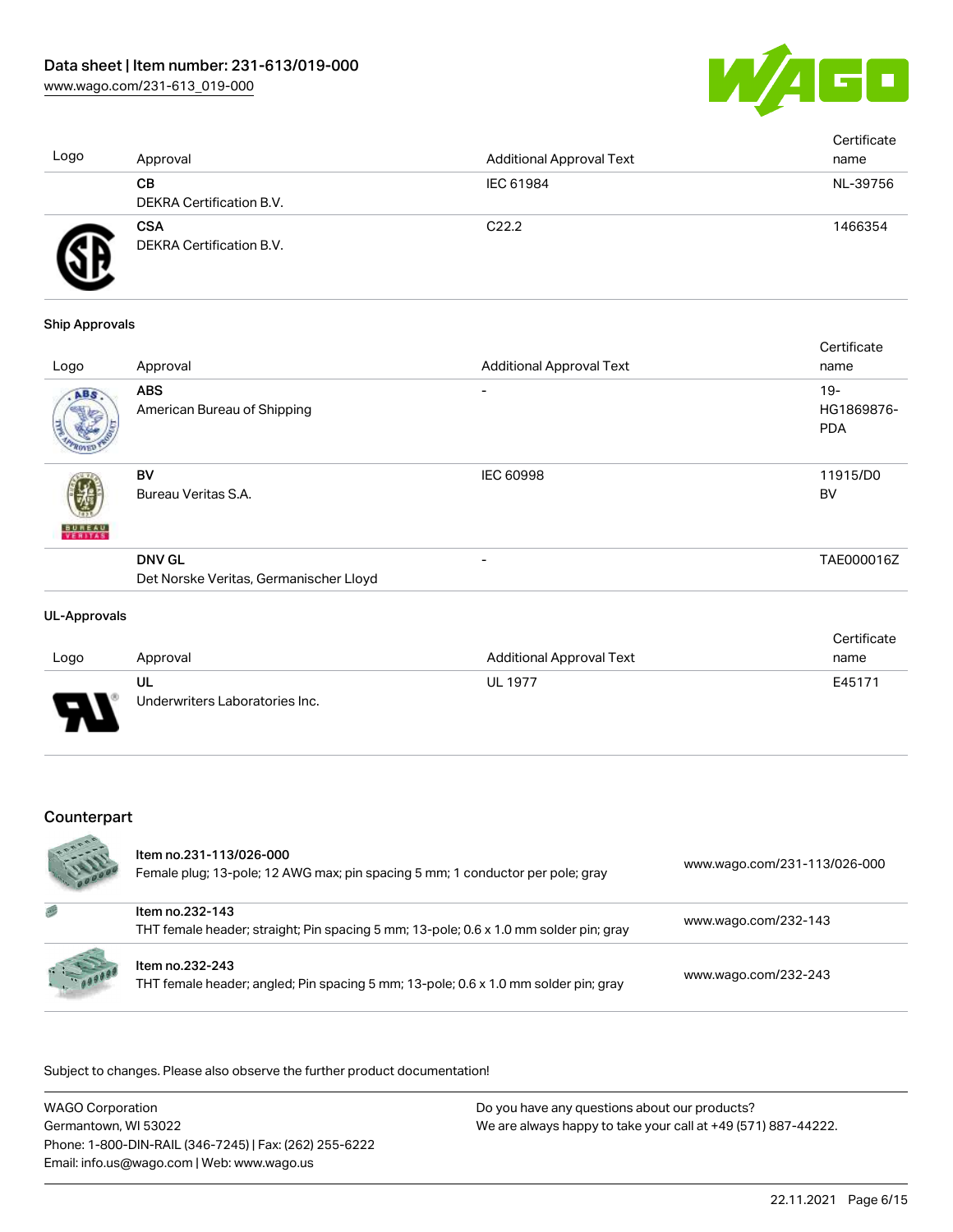| Logo | Approval | Additional Approval Text | Certificate name |
| --- | --- | --- | --- |
| | **CB** DEKRA Certification B.V. | IEC 61984 | NL-39756 |
| | **CSA** DEKRA Certification B.V. | C22.2 | 1466354 |

### Ship Approvals

| Logo | Approval | Additional Approval Text | Certificate name |
| --- | --- | --- | --- |
| | **ABS** American Bureau of Shipping | - | 19-HG1869876-PDA |
| | **BV** Bureau Veritas S.A. | IEC 60998 | 11915/D0 BV |
| | **DNV GL** Det Norske Veritas, Germanischer Lloyd | - | TAE000016Z |

### UL-Approvals

| Logo | Approval | Additional Approval Text | Certificate name |
| --- | --- | --- | --- |
| | **UL** Underwriters Laboratories Inc. | UL 1977 | E45171 |

## Counterpart

| | | |
| --- | --- | --- |
| | Item no.231-113/026-000<br>Female plug; 13-pole; 12 AWG max; pin spacing 5 mm; 1 conductor per pole; gray | www.wago.com/231-113/026-000 |
| | Item no.232-143<br>THT female header; straight; Pin spacing 5 mm; 13-pole; 0.6 x 1.0 mm solder pin; gray | www.wago.com/232-143 |
| | Item no.232-243<br>THT female header; angled; Pin spacing 5 mm; 13-pole; 0.6 x 1.0 mm solder pin; gray | www.wago.com/232-243 |

Subject to changes. Please also observe the further product documentation!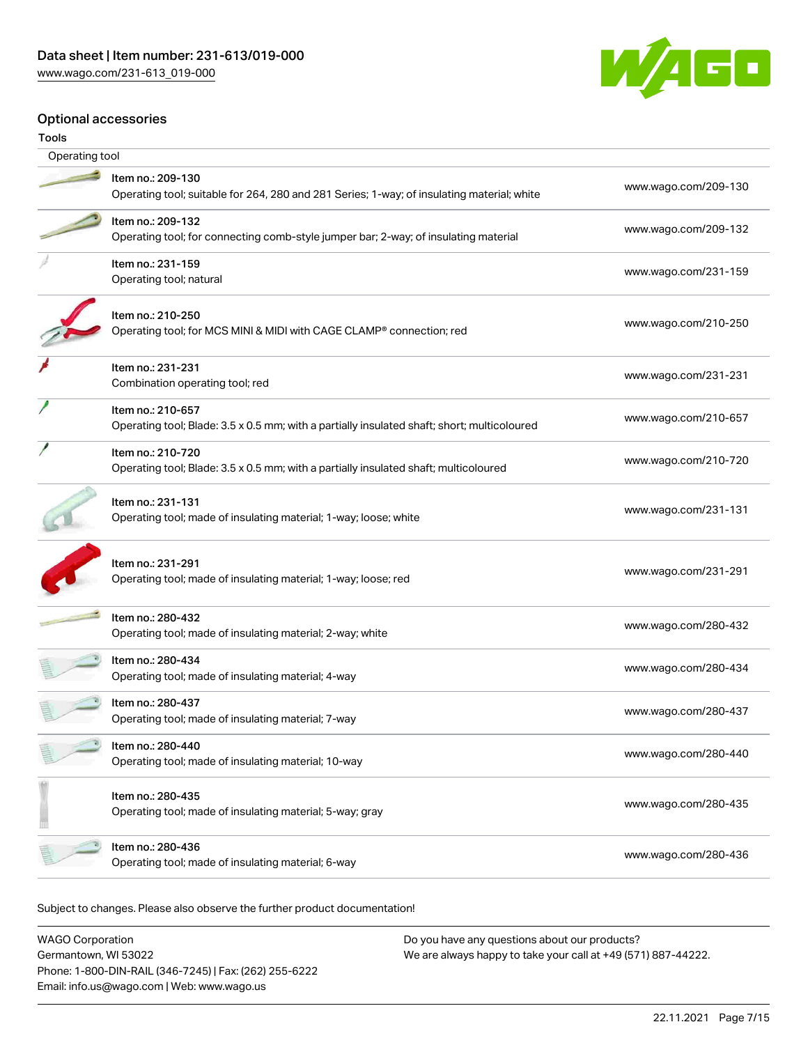## Optional accessories

### Tools

| Operating tool | |
|---|---|
| Item no.: 209-130<br>Operating tool; suitable for 264, 280 and 281 Series; 1-way; of insulating material; white | www.wago.com/209-130 |
| Item no.: 209-132<br>Operating tool; for connecting comb-style jumper bar; 2-way; of insulating material | www.wago.com/209-132 |
| Item no.: 231-159<br>Operating tool; natural | www.wago.com/231-159 |
| Item no.: 210-250<br>Operating tool; for MCS MINI & MIDI with CAGE CLAMP® connection; red | www.wago.com/210-250 |
| Item no.: 231-231<br>Combination operating tool; red | www.wago.com/231-231 |
| Item no.: 210-657<br>Operating tool; Blade: 3.5 x 0.5 mm; with a partially insulated shaft; short; multicoloured | www.wago.com/210-657 |
| Item no.: 210-720<br>Operating tool; Blade: 3.5 x 0.5 mm; with a partially insulated shaft; multicoloured | www.wago.com/210-720 |
| Item no.: 231-131<br>Operating tool; made of insulating material; 1-way; loose; white | www.wago.com/231-131 |
| Item no.: 231-291<br>Operating tool; made of insulating material; 1-way; loose; red | www.wago.com/231-291 |
| Item no.: 280-432<br>Operating tool; made of insulating material; 2-way; white | www.wago.com/280-432 |
| Item no.: 280-434<br>Operating tool; made of insulating material; 4-way | www.wago.com/280-434 |
| Item no.: 280-437<br>Operating tool; made of insulating material; 7-way | www.wago.com/280-437 |
| Item no.: 280-440<br>Operating tool; made of insulating material; 10-way | www.wago.com/280-440 |
| Item no.: 280-435<br>Operating tool; made of insulating material; 5-way; gray | www.wago.com/280-435 |
| Item no.: 280-436<br>Operating tool; made of insulating material; 6-way | www.wago.com/280-436 |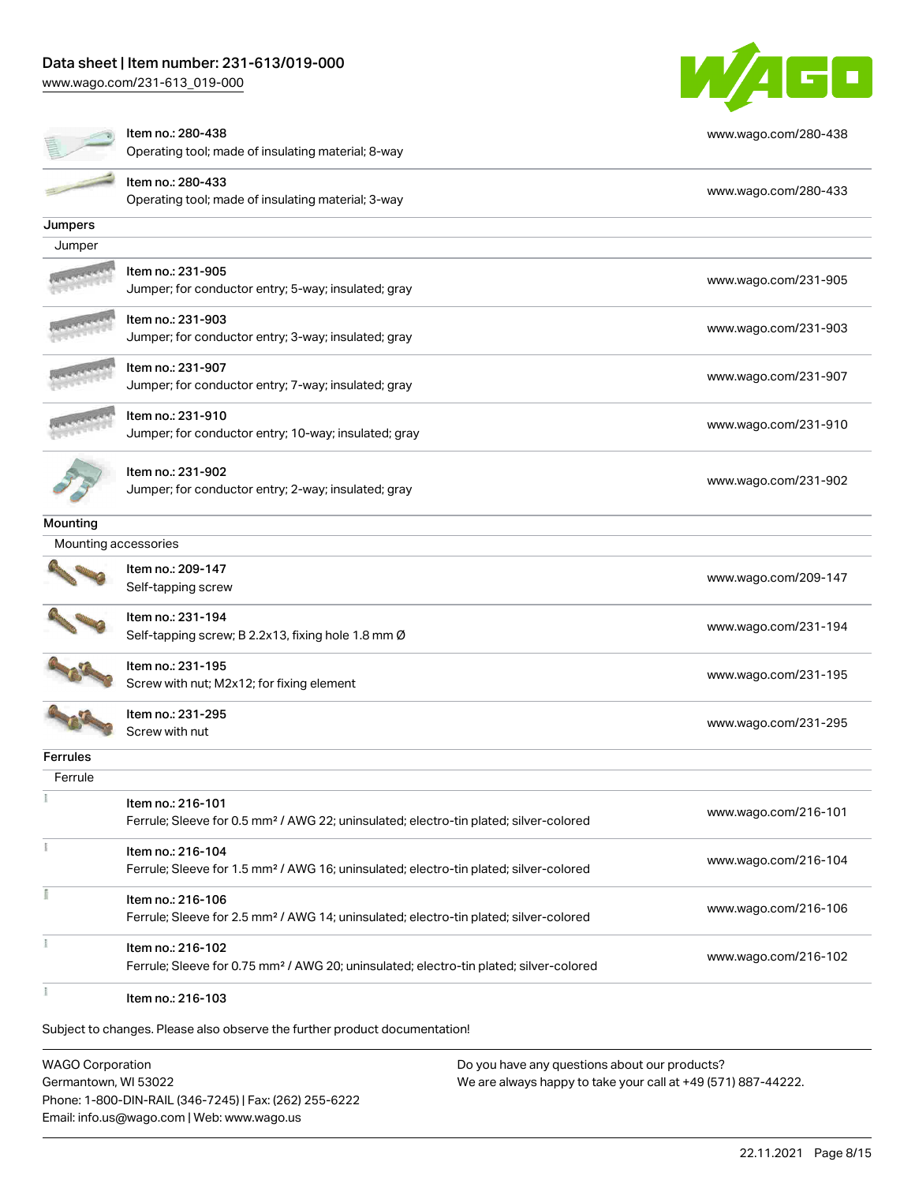| | | |
|---|---|---|
| | Item no.: 280-438<br>Operating tool; made of insulating material; 8-way | www.wago.com/280-438 |
| | Item no.: 280-433<br>Operating tool; made of insulating material; 3-way | www.wago.com/280-433 |

## Jumpers

### Jumper

| | | |
|---|---|---|
| | Item no.: 231-905<br>Jumper; for conductor entry; 5-way; insulated; gray | www.wago.com/231-905 |
| | Item no.: 231-903<br>Jumper; for conductor entry; 3-way; insulated; gray | www.wago.com/231-903 |
| | Item no.: 231-907<br>Jumper; for conductor entry; 7-way; insulated; gray | www.wago.com/231-907 |
| | Item no.: 231-910<br>Jumper; for conductor entry; 10-way; insulated; gray | www.wago.com/231-910 |
| | Item no.: 231-902<br>Jumper; for conductor entry; 2-way; insulated; gray | www.wago.com/231-902 |

## Mounting

### Mounting accessories

| | | |
|---|---|---|
| | Item no.: 209-147<br>Self-tapping screw | www.wago.com/209-147 |
| | Item no.: 231-194<br>Self-tapping screw; B 2.2x13, fixing hole 1.8 mm Ø | www.wago.com/231-194 |
| | Item no.: 231-195<br>Screw with nut; M2x12; for fixing element | www.wago.com/231-195 |
| | Item no.: 231-295<br>Screw with nut | www.wago.com/231-295 |

## Ferrules

### Ferrule

| | | |
|---|---|---|
| | Item no.: 216-101<br>Ferrule; Sleeve for 0.5 mm² / AWG 22; uninsulated; electro-tin plated; silver-colored | www.wago.com/216-101 |
| | Item no.: 216-104<br>Ferrule; Sleeve for 1.5 mm² / AWG 16; uninsulated; electro-tin plated; silver-colored | www.wago.com/216-104 |
| | Item no.: 216-106<br>Ferrule; Sleeve for 2.5 mm² / AWG 14; uninsulated; electro-tin plated; silver-colored | www.wago.com/216-106 |
| | Item no.: 216-102<br>Ferrule; Sleeve for 0.75 mm² / AWG 20; uninsulated; electro-tin plated; silver-colored | www.wago.com/216-102 |
| | Item no.: 216-103 | |

Subject to changes. Please also observe the further product documentation!

WAGO Corporation
Germantown, WI 53022
Phone: 1-800-DIN-RAIL (346-7245) | Fax: (262) 255-6222
Email: info.us@wago.com | Web: www.wago.us

Do you have any questions about our products?
We are always happy to take your call at +49 (571) 887-44222.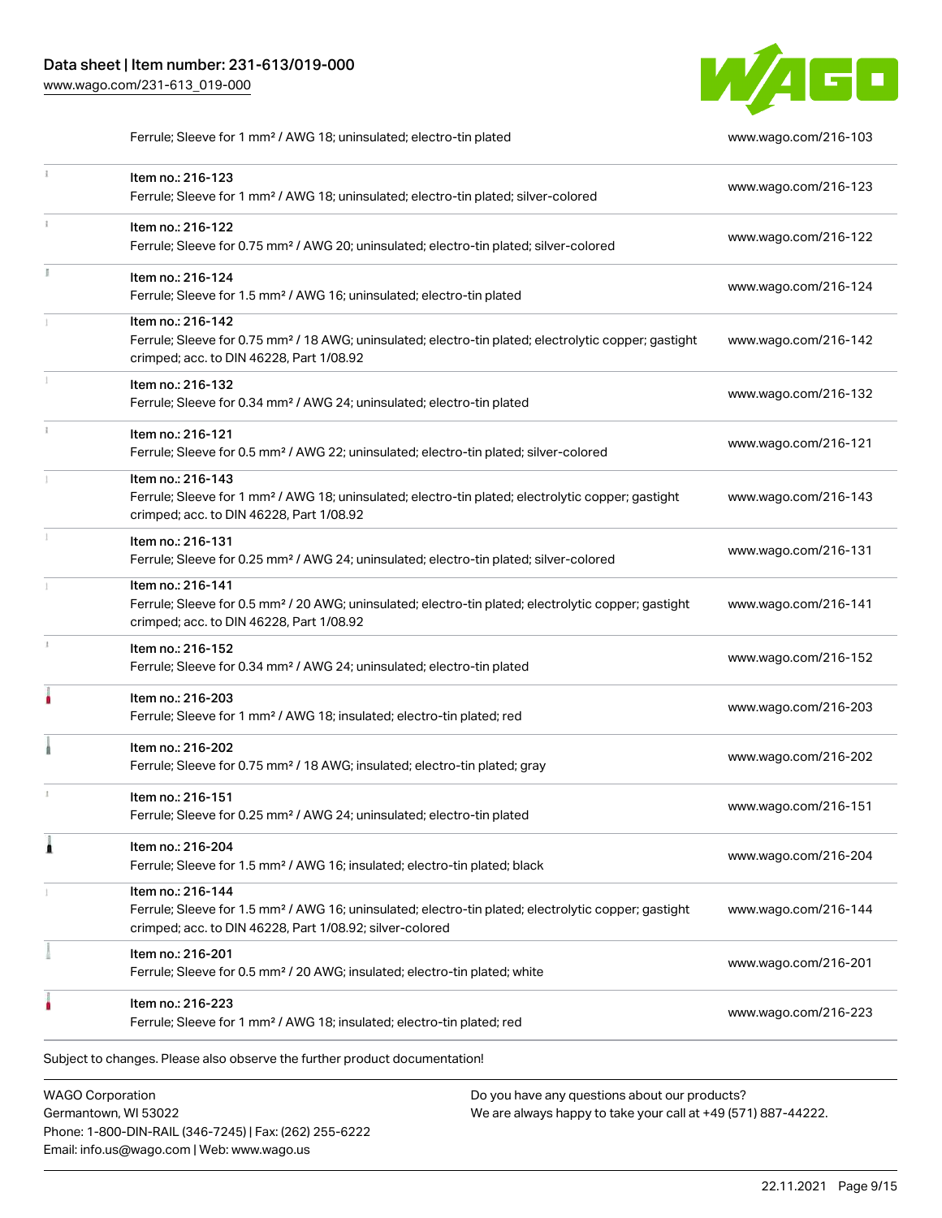| | | |
|---|---|---|
| | Ferrule; Sleeve for 1 mm² / AWG 18; uninsulated; electro-tin plated | www.wago.com/216-103 |
| | Item no.: 216-123<br>Ferrule; Sleeve for 1 mm² / AWG 18; uninsulated; electro-tin plated; silver-colored | www.wago.com/216-123 |
| | Item no.: 216-122<br>Ferrule; Sleeve for 0.75 mm² / AWG 20; uninsulated; electro-tin plated; silver-colored | www.wago.com/216-122 |
| | Item no.: 216-124<br>Ferrule; Sleeve for 1.5 mm² / AWG 16; uninsulated; electro-tin plated | www.wago.com/216-124 |
| | Item no.: 216-142<br>Ferrule; Sleeve for 0.75 mm² / 18 AWG; uninsulated; electro-tin plated; electrolytic copper; gastight crimped; acc. to DIN 46228, Part 1/08.92 | www.wago.com/216-142 |
| | Item no.: 216-132<br>Ferrule; Sleeve for 0.34 mm² / AWG 24; uninsulated; electro-tin plated | www.wago.com/216-132 |
| | Item no.: 216-121<br>Ferrule; Sleeve for 0.5 mm² / AWG 22; uninsulated; electro-tin plated; silver-colored | www.wago.com/216-121 |
| | Item no.: 216-143<br>Ferrule; Sleeve for 1 mm² / AWG 18; uninsulated; electro-tin plated; electrolytic copper; gastight crimped; acc. to DIN 46228, Part 1/08.92 | www.wago.com/216-143 |
| | Item no.: 216-131<br>Ferrule; Sleeve for 0.25 mm² / AWG 24; uninsulated; electro-tin plated; silver-colored | www.wago.com/216-131 |
| | Item no.: 216-141<br>Ferrule; Sleeve for 0.5 mm² / 20 AWG; uninsulated; electro-tin plated; electrolytic copper; gastight crimped; acc. to DIN 46228, Part 1/08.92 | www.wago.com/216-141 |
| | Item no.: 216-152<br>Ferrule; Sleeve for 0.34 mm² / AWG 24; uninsulated; electro-tin plated | www.wago.com/216-152 |
| | Item no.: 216-203<br>Ferrule; Sleeve for 1 mm² / AWG 18; insulated; electro-tin plated; red | www.wago.com/216-203 |
| | Item no.: 216-202<br>Ferrule; Sleeve for 0.75 mm² / 18 AWG; insulated; electro-tin plated; gray | www.wago.com/216-202 |
| | Item no.: 216-151<br>Ferrule; Sleeve for 0.25 mm² / AWG 24; uninsulated; electro-tin plated | www.wago.com/216-151 |
| | Item no.: 216-204<br>Ferrule; Sleeve for 1.5 mm² / AWG 16; insulated; electro-tin plated; black | www.wago.com/216-204 |
| | Item no.: 216-144<br>Ferrule; Sleeve for 1.5 mm² / AWG 16; uninsulated; electro-tin plated; electrolytic copper; gastight crimped; acc. to DIN 46228, Part 1/08.92; silver-colored | www.wago.com/216-144 |
| | Item no.: 216-201<br>Ferrule; Sleeve for 0.5 mm² / 20 AWG; insulated; electro-tin plated; white | www.wago.com/216-201 |
| | Item no.: 216-223<br>Ferrule; Sleeve for 1 mm² / AWG 18; insulated; electro-tin plated; red | www.wago.com/216-223 |

Subject to changes. Please also observe the further product documentation!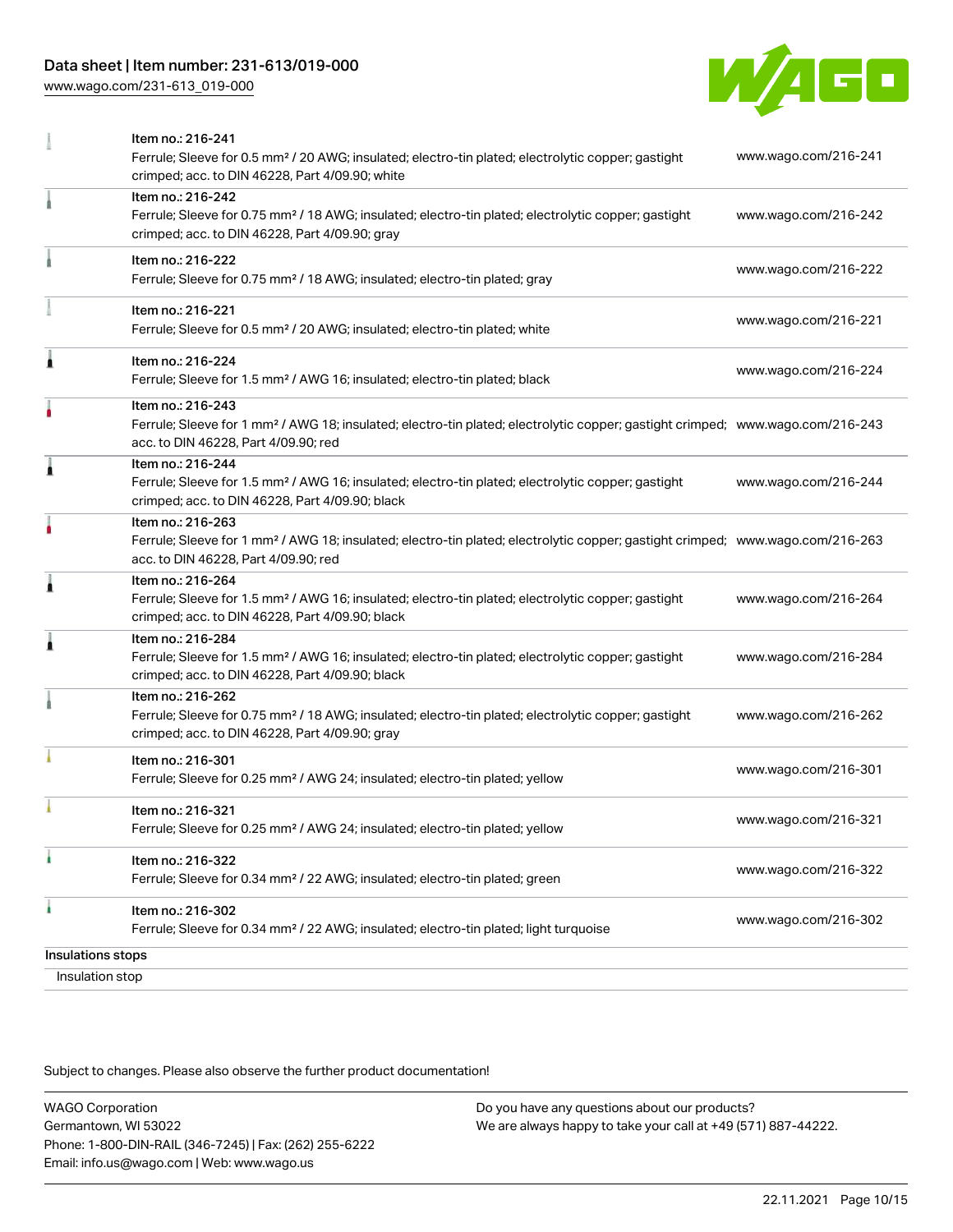| | | |
|---|---|---|
| | Item no.: 216-241<br>Ferrule; Sleeve for 0.5 mm² / 20 AWG; insulated; electro-tin plated; electrolytic copper; gastight crimped; acc. to DIN 46228, Part 4/09.90; white | www.wago.com/216-241 |
| | Item no.: 216-242<br>Ferrule; Sleeve for 0.75 mm² / 18 AWG; insulated; electro-tin plated; electrolytic copper; gastight crimped; acc. to DIN 46228, Part 4/09.90; gray | www.wago.com/216-242 |
| | Item no.: 216-222<br>Ferrule; Sleeve for 0.75 mm² / 18 AWG; insulated; electro-tin plated; gray | www.wago.com/216-222 |
| | Item no.: 216-221<br>Ferrule; Sleeve for 0.5 mm² / 20 AWG; insulated; electro-tin plated; white | www.wago.com/216-221 |
| | Item no.: 216-224<br>Ferrule; Sleeve for 1.5 mm² / AWG 16; insulated; electro-tin plated; black | www.wago.com/216-224 |
| | Item no.: 216-243<br>Ferrule; Sleeve for 1 mm² / AWG 18; insulated; electro-tin plated; electrolytic copper; gastight crimped; acc. to DIN 46228, Part 4/09.90; red | www.wago.com/216-243 |
| | Item no.: 216-244<br>Ferrule; Sleeve for 1.5 mm² / AWG 16; insulated; electro-tin plated; electrolytic copper; gastight crimped; acc. to DIN 46228, Part 4/09.90; black | www.wago.com/216-244 |
| | Item no.: 216-263<br>Ferrule; Sleeve for 1 mm² / AWG 18; insulated; electro-tin plated; electrolytic copper; gastight crimped; acc. to DIN 46228, Part 4/09.90; red | www.wago.com/216-263 |
| | Item no.: 216-264<br>Ferrule; Sleeve for 1.5 mm² / AWG 16; insulated; electro-tin plated; electrolytic copper; gastight crimped; acc. to DIN 46228, Part 4/09.90; black | www.wago.com/216-264 |
| | Item no.: 216-284<br>Ferrule; Sleeve for 1.5 mm² / AWG 16; insulated; electro-tin plated; electrolytic copper; gastight crimped; acc. to DIN 46228, Part 4/09.90; black | www.wago.com/216-284 |
| | Item no.: 216-262<br>Ferrule; Sleeve for 0.75 mm² / 18 AWG; insulated; electro-tin plated; electrolytic copper; gastight crimped; acc. to DIN 46228, Part 4/09.90; gray | www.wago.com/216-262 |
| | Item no.: 216-301<br>Ferrule; Sleeve for 0.25 mm² / AWG 24; insulated; electro-tin plated; yellow | www.wago.com/216-301 |
| | Item no.: 216-321<br>Ferrule; Sleeve for 0.25 mm² / AWG 24; insulated; electro-tin plated; yellow | www.wago.com/216-321 |
| | Item no.: 216-322<br>Ferrule; Sleeve for 0.34 mm² / 22 AWG; insulated; electro-tin plated; green | www.wago.com/216-322 |
| | Item no.: 216-302<br>Ferrule; Sleeve for 0.34 mm² / 22 AWG; insulated; electro-tin plated; light turquoise | www.wago.com/216-302 |

Insulations stops

Insulation stop

Subject to changes. Please also observe the further product documentation!

WAGO Corporation
Germantown, WI 53022
Phone: 1-800-DIN-RAIL (346-7245) | Fax: (262) 255-6222
Email: info.us@wago.com | Web: www.wago.us

Do you have any questions about our products?
We are always happy to take your call at +49 (571) 887-44222.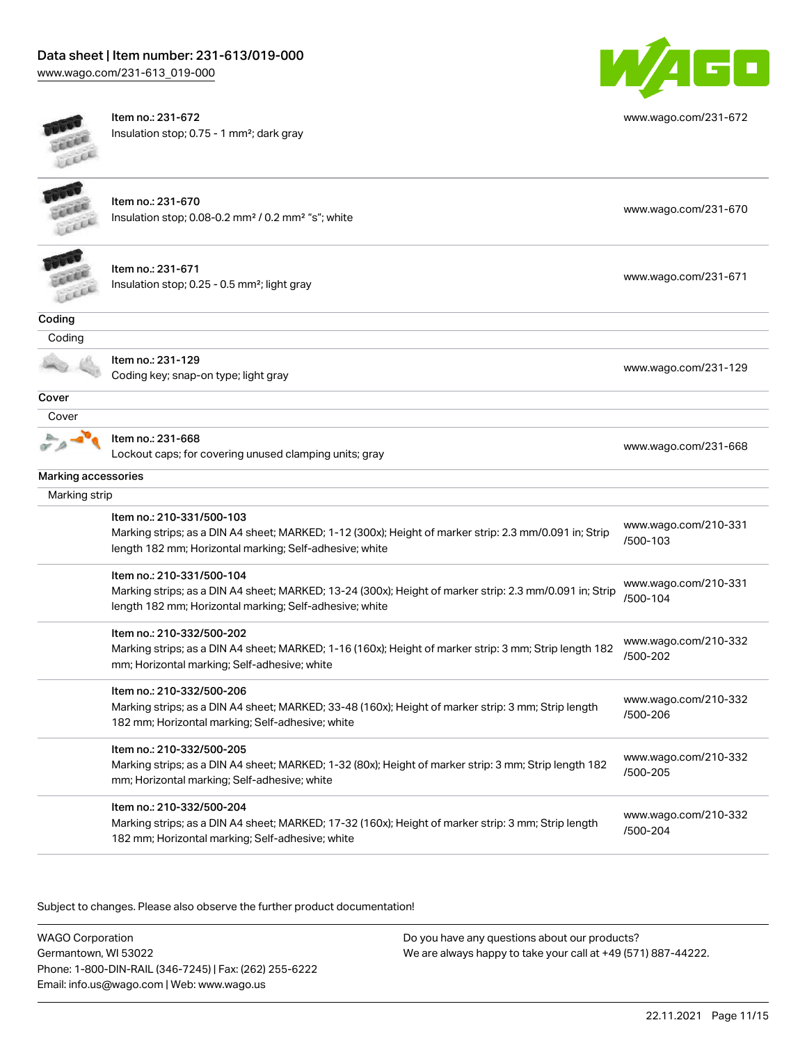| | | |
|---|---|---|
| | Item no.: 231-672<br>Insulation stop; 0.75 - 1 mm²; dark gray | www.wago.com/231-672 |
| | Item no.: 231-670<br>Insulation stop; 0.08-0.2 mm² / 0.2 mm² "s"; white | www.wago.com/231-670 |
| | Item no.: 231-671<br>Insulation stop; 0.25 - 0.5 mm²; light gray | www.wago.com/231-671 |

**Coding**

Coding

| | | |
|---|---|---|
| | Item no.: 231-129<br>Coding key; snap-on type; light gray | www.wago.com/231-129 |

**Cover**

Cover

| | | |
|---|---|---|
| | Item no.: 231-668<br>Lockout caps; for covering unused clamping units; gray | www.wago.com/231-668 |

**Marking accessories**

Marking strip

| | | |
|---|---|---|
| | Item no.: 210-331/500-103<br>Marking strips; as a DIN A4 sheet; MARKED; 1-12 (300x); Height of marker strip: 2.3 mm/0.091 in; Strip length 182 mm; Horizontal marking; Self-adhesive; white | www.wago.com/210-331/500-103 |
| | Item no.: 210-331/500-104<br>Marking strips; as a DIN A4 sheet; MARKED; 13-24 (300x); Height of marker strip: 2.3 mm/0.091 in; Strip length 182 mm; Horizontal marking; Self-adhesive; white | www.wago.com/210-331/500-104 |
| | Item no.: 210-332/500-202<br>Marking strips; as a DIN A4 sheet; MARKED; 1-16 (160x); Height of marker strip: 3 mm; Strip length 182 mm; Horizontal marking; Self-adhesive; white | www.wago.com/210-332/500-202 |
| | Item no.: 210-332/500-206<br>Marking strips; as a DIN A4 sheet; MARKED; 33-48 (160x); Height of marker strip: 3 mm; Strip length 182 mm; Horizontal marking; Self-adhesive; white | www.wago.com/210-332/500-206 |
| | Item no.: 210-332/500-205<br>Marking strips; as a DIN A4 sheet; MARKED; 1-32 (80x); Height of marker strip: 3 mm; Strip length 182 mm; Horizontal marking; Self-adhesive; white | www.wago.com/210-332/500-205 |
| | Item no.: 210-332/500-204<br>Marking strips; as a DIN A4 sheet; MARKED; 17-32 (160x); Height of marker strip: 3 mm; Strip length 182 mm; Horizontal marking; Self-adhesive; white | www.wago.com/210-332/500-204 |

Subject to changes. Please also observe the further product documentation!

WAGO Corporation
Germantown, WI 53022
Phone: 1-800-DIN-RAIL (346-7245) | Fax: (262) 255-6222
Email: info.us@wago.com | Web: www.wago.us

Do you have any questions about our products?
We are always happy to take your call at +49 (571) 887-44222.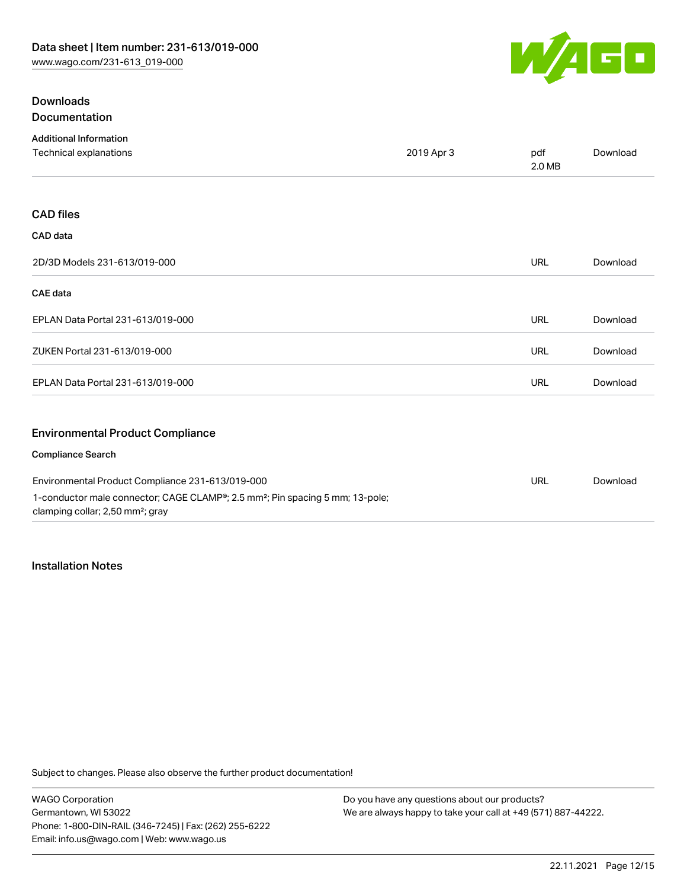## Downloads

### Documentation

**Additional Information**

| | | | |
|---|---|---|---|
| Technical explanations | 2019 Apr 3 | pdf 2.0 MB | Download |

### CAD files

**CAD data**

| | | |
|---|---|---|
| 2D/3D Models 231-613/019-000 | URL | Download |

**CAE data**

| | | |
|---|---|---|
| EPLAN Data Portal 231-613/019-000 | URL | Download |
| ZUKEN Portal 231-613/019-000 | URL | Download |
| EPLAN Data Portal 231-613/019-000 | URL | Download |

### Environmental Product Compliance

**Compliance Search**

| | | |
|---|---|---|
| Environmental Product Compliance 231-613/019-000<br>1-conductor male connector; CAGE CLAMP®; 2.5 mm²; Pin spacing 5 mm; 13-pole; clamping collar; 2,50 mm²; gray | URL | Download |

### Installation Notes

Subject to changes. Please also observe the further product documentation!

WAGO Corporation
Germantown, WI 53022
Phone: 1-800-DIN-RAIL (346-7245) | Fax: (262) 255-6222
Email: info.us@wago.com | Web: www.wago.us

Do you have any questions about our products?
We are always happy to take your call at +49 (571) 887-44222.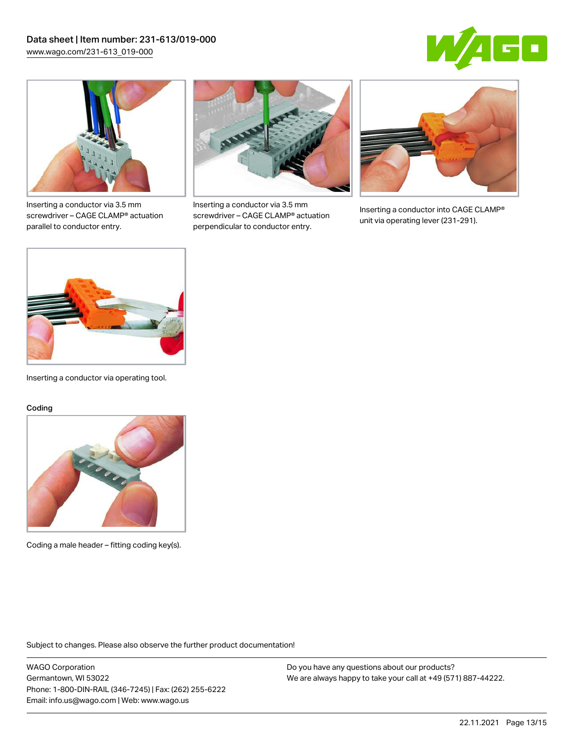Inserting a conductor via 3.5 mm screwdriver – CAGE CLAMP® actuation parallel to conductor entry.

Inserting a conductor via 3.5 mm screwdriver – CAGE CLAMP® actuation perpendicular to conductor entry.

Inserting a conductor into CAGE CLAMP® unit via operating lever (231-291).

Inserting a conductor via operating tool.

### Coding

Coding a male header – fitting coding key(s).

Subject to changes. Please also observe the further product documentation!

WAGO Corporation
Germantown, WI 53022
Phone: 1-800-DIN-RAIL (346-7245) | Fax: (262) 255-6222
Email: info.us@wago.com | Web: www.wago.us

Do you have any questions about our products?
We are always happy to take your call at +49 (571) 887-44222.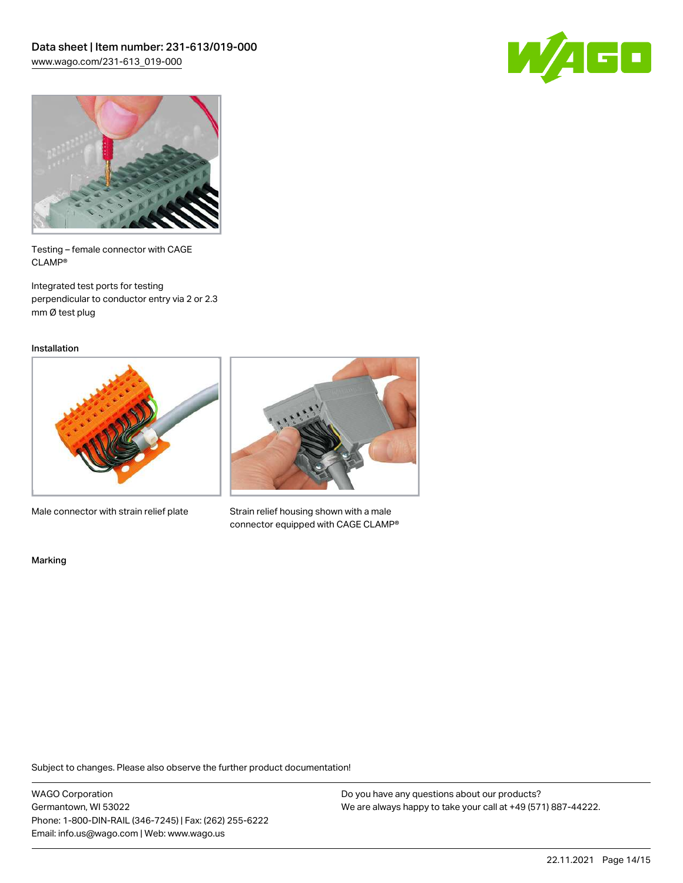Testing – female connector with CAGE CLAMP®

Integrated test ports for testing perpendicular to conductor entry via 2 or 2.3 mm Ø test plug

Installation

Male connector with strain relief plate

Strain relief housing shown with a male connector equipped with CAGE CLAMP®

Marking

Subject to changes. Please also observe the further product documentation!

WAGO Corporation
Germantown, WI 53022
Phone: 1-800-DIN-RAIL (346-7245) | Fax: (262) 255-6222
Email: info.us@wago.com | Web: www.wago.us

Do you have any questions about our products?
We are always happy to take your call at +49 (571) 887-44222.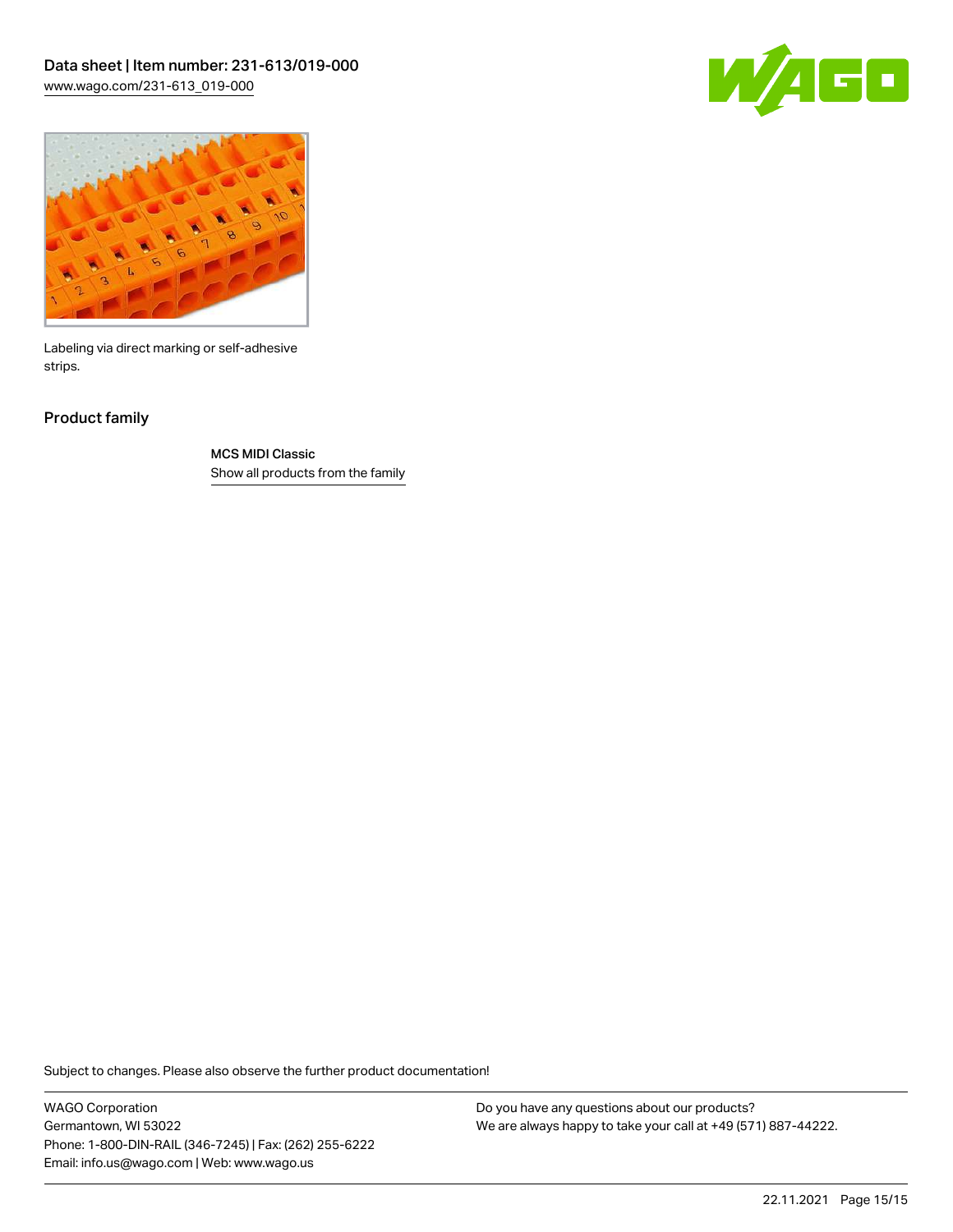Labeling via direct marking or self-adhesive strips.

## Product family

**MCS MIDI Classic**
Show all products from the family

Subject to changes. Please also observe the further product documentation!

WAGO Corporation
Germantown, WI 53022
Phone: 1-800-DIN-RAIL (346-7245) | Fax: (262) 255-6222
Email: info.us@wago.com | Web: www.wago.us

Do you have any questions about our products?
We are always happy to take your call at +49 (571) 887-44222.